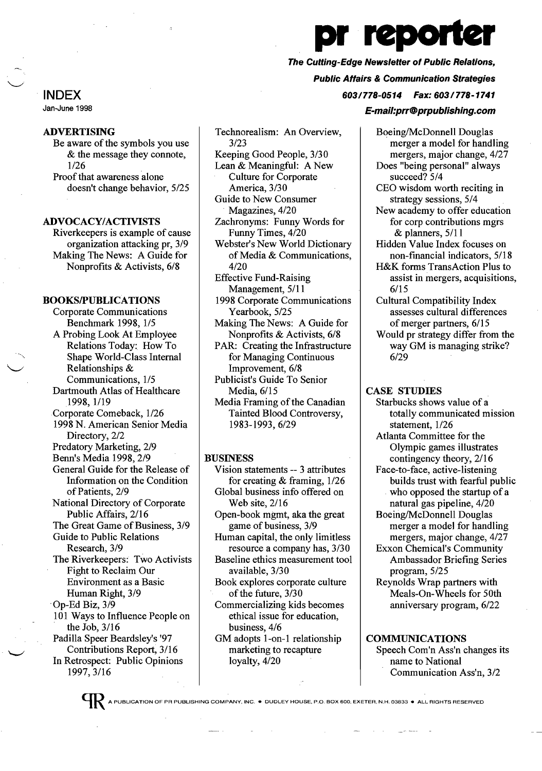# pr reporter

***The Cutting-Edge Newsletter of Public Relations, Public Affairs & Communication Strategies***

***603/778-0514 Fax: 603/778-1741***

***E-mail:prr@prpublishing.com***

## INDEX

Jan-June 1998

### ADVERTISING

- Be aware of the symbols you use & the message they connote, 1/26
- Proof that awareness alone doesn't change behavior, 5/25

### ADVOCACY/ACTIVISTS

- Riverkeepers is example of cause organization attacking pr, 3/9
- Making The News: A Guide for Nonprofits & Activists, 6/8

### BOOKS/PUBLICATIONS

- Corporate Communications Benchmark 1998, 1/5
- A Probing Look At Employee Relations Today: How To Shape World-Class Internal Relationships & Communications, 1/5
- Dartmouth Atlas of Healthcare 1998, 1/19
- Corporate Comeback, 1/26
- 1998 N. American Senior Media Directory, 2/2
- Predatory Marketing, 2/9
- Benn's Media 1998, 2/9
- General Guide for the Release of Information on the Condition of Patients, 2/9
- National Directory of Corporate Public Affairs, 2/16
- The Great Game of Business, 3/9
- Guide to Public Relations Research, 3/9
- The Riverkeepers: Two Activists Fight to Reclaim Our Environment as a Basic Human Right, 3/9
- Op-Ed Biz, 3/9
- 101 Ways to Influence People on the Job, 3/16
- Padilla Speer Beardsley's '97 Contributions Report, 3/16
- In Retrospect: Public Opinions 1997, 3/16
- Technorealism: An Overview, 3/23
- Keeping Good People, 3/30
- Lean & Meaningful: A New Culture for Corporate America, 3/30
- Guide to New Consumer Magazines, 4/20
- Zachronyms: Funny Words for Funny Times, 4/20
- Webster's New World Dictionary of Media & Communications, 4/20
- Effective Fund-Raising Management, 5/11
- 1998 Corporate Communications Yearbook, 5/25
- Making The News: A Guide for Nonprofits & Activists, 6/8
- PAR: Creating the Infrastructure for Managing Continuous Improvement, 6/8
- Publicist's Guide To Senior Media, 6/15
- Media Framing of the Canadian Tainted Blood Controversy, 1983-1993, 6/29

### BUSINESS

- Vision statements -- 3 attributes for creating & framing, 1/26
- Global business info offered on Web site, 2/16
- Open-book mgmt, aka the great game of business, 3/9
- Human capital, the only limitless resource a company has, 3/30
- Baseline ethics measurement tool available, 3/30
- Book explores corporate culture of the future, 3/30
- Commercializing kids becomes ethical issue for education, business, 4/6
- GM adopts 1-on-1 relationship marketing to recapture loyalty, 4/20
- Boeing/McDonnell Douglas merger a model for handling mergers, major change, 4/27
- Does "being personal" always succeed? 5/4
- CEO wisdom worth reciting in strategy sessions, 5/4
- New academy to offer education for corp contributions mgrs & planners, 5/11
- Hidden Value Index focuses on non-financial indicators, 5/18
- H&K forms TransAction Plus to assist in mergers, acquisitions, 6/15
- Cultural Compatibility Index assesses cultural differences of merger partners, 6/15
- Would pr strategy differ from the way GM is managing strike? 6/29

### CASE STUDIES

- Starbucks shows value of a totally communicated mission statement, 1/26
- Atlanta Committee for the Olympic games illustrates contingency theory, 2/16
- Face-to-face, active-listening builds trust with fearful public who opposed the startup of a natural gas pipeline, 4/20
- Boeing/McDonnell Douglas merger a model for handling mergers, major change, 4/27
- Exxon Chemical's Community Ambassador Briefing Series program, 5/25
- Reynolds Wrap partners with Meals-On-Wheels for 50th anniversary program, 6/22

### COMMUNICATIONS

- Speech Com'n Ass'n changes its name to National Communication Ass'n, 3/2

A PUBLICATION OF PR PUBLISHING COMPANY, INC. • DUDLEY HOUSE, P.O. BOX 600, EXETER, N.H. 03833 • ALL RIGHTS RESERVED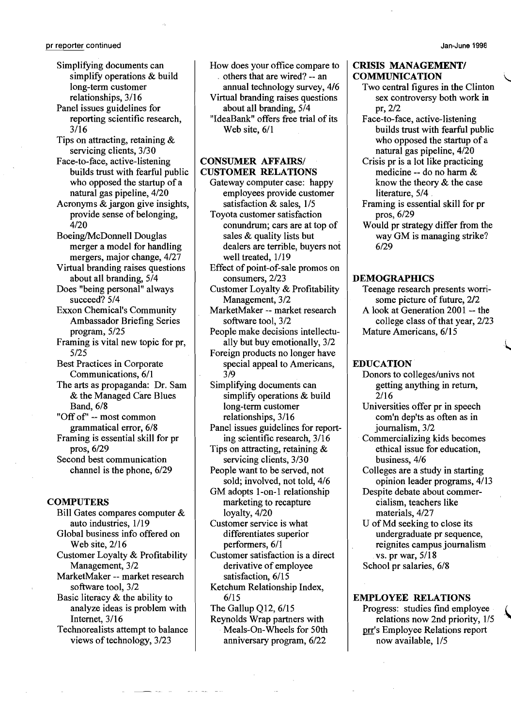Simplifying documents can simplify operations & build long-term customer relationships, 3/16
Panel issues guidelines for reporting scientific research, 3/16
Tips on attracting, retaining & servicing clients, 3/30
Face-to-face, active-listening builds trust with fearful public who opposed the startup of a natural gas pipeline, 4/20
Acronyms & jargon give insights, provide sense of belonging, 4/20
Boeing/McDonnell Douglas merger a model for handling mergers, major change, 4/27
Virtual branding raises questions about all branding, 5/4
Does "being personal" always succeed? 5/4
Exxon Chemical's Community Ambassador Briefing Series program, 5/25
Framing is vital new topic for pr, 5/25
Best Practices in Corporate Communications, 6/1
The arts as propaganda: Dr. Sam & the Managed Care Blues Band, 6/8
"Off of" -- most common grammatical error, 6/8
Framing is essential skill for pr pros, 6/29
Second best communication channel is the phone, 6/29

**COMPUTERS**

Bill Gates compares computer & auto industries, 1/19
Global business info offered on Web site, 2/16
Customer Loyalty & Profitability Management, 3/2
MarketMaker -- market research software tool, 3/2
Basic literacy & the ability to analyze ideas is problem with Internet, 3/16
Technorealists attempt to balance views of technology, 3/23
How does your office compare to others that are wired? -- an annual technology survey, 4/6
Virtual branding raises questions about all branding, 5/4
"IdeaBank" offers free trial of its Web site, 6/1

**CONSUMER AFFAIRS/ CUSTOMER RELATIONS**

Gateway computer case: happy employees provide customer satisfaction & sales, 1/5
Toyota customer satisfaction conundrum; cars are at top of sales & quality lists but dealers are terrible, buyers not well treated, 1/19
Effect of point-of-sale promos on consumers, 2/23
Customer Loyalty & Profitability Management, 3/2
MarketMaker -- market research software tool, 3/2
People make decisions intellectually but buy emotionally, 3/2
Foreign products no longer have special appeal to Americans, 3/9
Simplifying documents can simplify operations & build long-term customer relationships, 3/16
Panel issues guidelines for reporting scientific research, 3/16
Tips on attracting, retaining & servicing clients, 3/30
People want to be served, not sold; involved, not told, 4/6
GM adopts 1-on-1 relationship marketing to recapture loyalty, 4/20
Customer service is what differentiates superior performers, 6/1
Customer satisfaction is a direct derivative of employee satisfaction, 6/15
Ketchum Relationship Index, 6/15
The Gallup Q12, 6/15
Reynolds Wrap partners with Meals-On-Wheels for 50th anniversary program, 6/22

**CRISIS MANAGEMENT/ COMMUNICATION**

Two central figures in the Clinton sex controversy both work in pr, 2/2
Face-to-face, active-listening builds trust with fearful public who opposed the startup of a natural gas pipeline, 4/20
Crisis pr is a lot like practicing medicine -- do no harm & know the theory & the case literature, 5/4
Framing is essential skill for pr pros, 6/29
Would pr strategy differ from the way GM is managing strike? 6/29

**DEMOGRAPHICS**

Teenage research presents worrisome picture of future, 2/2
A look at Generation 2001 -- the college class of that year, 2/23
Mature Americans, 6/15

**EDUCATION**

Donors to colleges/univs not getting anything in return, 2/16
Universities offer pr in speech com'n dep'ts as often as in journalism, 3/2
Commercializing kids becomes ethical issue for education, business, 4/6
Colleges are a study in starting opinion leader programs, 4/13
Despite debate about commercialism, teachers like materials, 4/27
U of Md seeking to close its undergraduate pr sequence, reignites campus journalism vs. pr war, 5/18
School pr salaries, 6/8

**EMPLOYEE RELATIONS**

Progress: studies find employee relations now 2nd priority, 1/5
prr's Employee Relations report now available, 1/5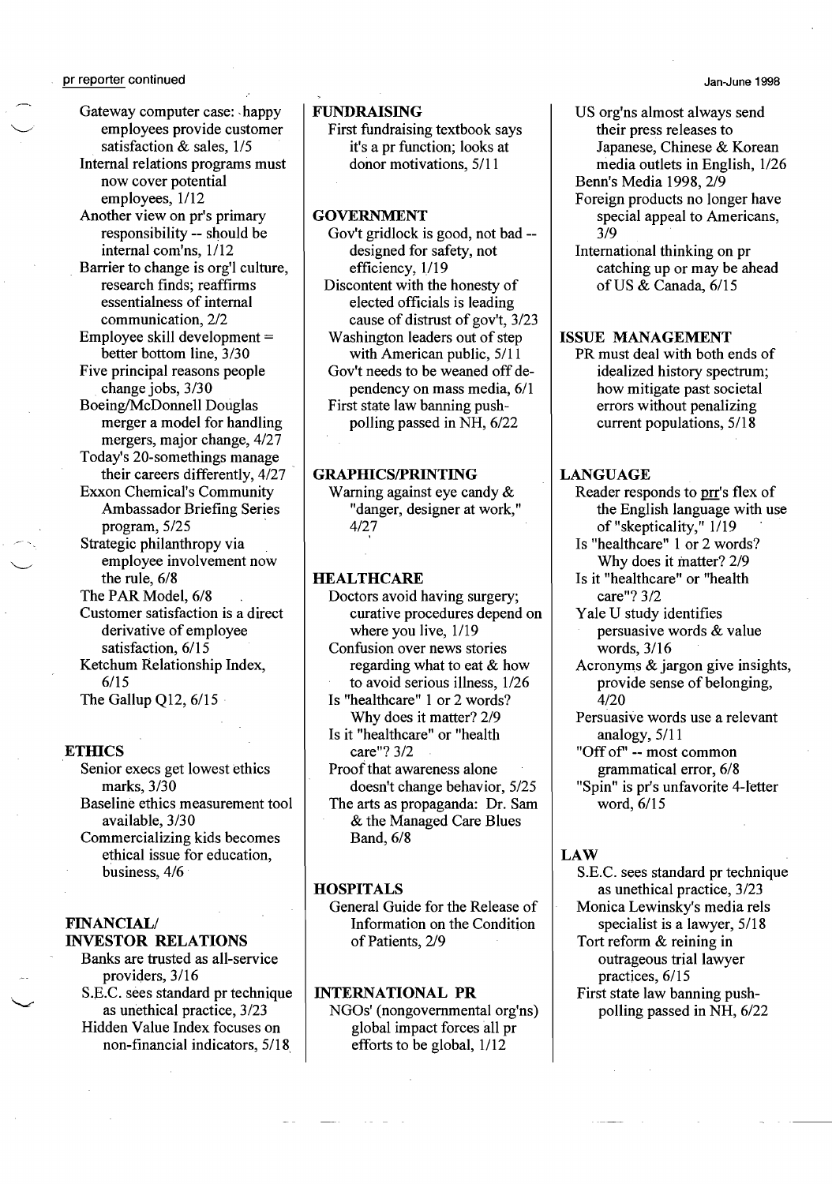Gateway computer case: happy employees provide customer satisfaction & sales, 1/5

Internal relations programs must now cover potential employees, 1/12

Another view on pr's primary responsibility -- should be internal com'ns, 1/12

Barrier to change is org'l culture, research finds; reaffirms essentialness of internal communication, 2/2

Employee skill development = better bottom line, 3/30

Five principal reasons people change jobs, 3/30

Boeing/McDonnell Douglas merger a model for handling mergers, major change, 4/27

Today's 20-somethings manage their careers differently, 4/27

Exxon Chemical's Community Ambassador Briefing Series program, 5/25

Strategic philanthropy via employee involvement now the rule, 6/8

The PAR Model, 6/8

Customer satisfaction is a direct derivative of employee satisfaction, 6/15

Ketchum Relationship Index, 6/15

The Gallup Q12, 6/15

## ETHICS

Senior execs get lowest ethics marks, 3/30

Baseline ethics measurement tool available, 3/30

Commercializing kids becomes ethical issue for education, business, 4/6

## FINANCIAL/ INVESTOR RELATIONS

Banks are trusted as all-service providers, 3/16

S.E.C. sees standard pr technique as unethical practice, 3/23

Hidden Value Index focuses on non-financial indicators, 5/18

## FUNDRAISING

First fundraising textbook says it's a pr function; looks at donor motivations, 5/11

## GOVERNMENT

Gov't gridlock is good, not bad -- designed for safety, not efficiency, 1/19

Discontent with the honesty of elected officials is leading cause of distrust of gov't, 3/23

Washington leaders out of step with American public, 5/11

Gov't needs to be weaned off dependency on mass media, 6/1

First state law banning push-polling passed in NH, 6/22

## GRAPHICS/PRINTING

Warning against eye candy & "danger, designer at work," 4/27

## HEALTHCARE

Doctors avoid having surgery; curative procedures depend on where you live, 1/19

Confusion over news stories regarding what to eat & how to avoid serious illness, 1/26

Is "healthcare" 1 or 2 words? Why does it matter? 2/9

Is it "healthcare" or "health care"? 3/2

Proof that awareness alone doesn't change behavior, 5/25

The arts as propaganda: Dr. Sam & the Managed Care Blues Band, 6/8

## HOSPITALS

General Guide for the Release of Information on the Condition of Patients, 2/9

## INTERNATIONAL PR

NGOs' (nongovernmental org'ns) global impact forces all pr efforts to be global, 1/12

US org'ns almost always send their press releases to Japanese, Chinese & Korean media outlets in English, 1/26

Benn's Media 1998, 2/9

Foreign products no longer have special appeal to Americans, 3/9

International thinking on pr catching up or may be ahead of US & Canada, 6/15

## ISSUE MANAGEMENT

PR must deal with both ends of idealized history spectrum; how mitigate past societal errors without penalizing current populations, 5/18

## LANGUAGE

Reader responds to prr's flex of the English language with use of "skepticality," 1/19

Is "healthcare" 1 or 2 words? Why does it matter? 2/9

Is it "healthcare" or "health care"? 3/2

Yale U study identifies persuasive words & value words, 3/16

Acronyms & jargon give insights, provide sense of belonging, 4/20

Persuasive words use a relevant analogy, 5/11

"Off of" -- most common grammatical error, 6/8

"Spin" is pr's unfavorite 4-letter word, 6/15

## LAW

S.E.C. sees standard pr technique as unethical practice, 3/23

Monica Lewinsky's media rels specialist is a lawyer, 5/18

Tort reform & reining in outrageous trial lawyer practices, 6/15

First state law banning push-polling passed in NH, 6/22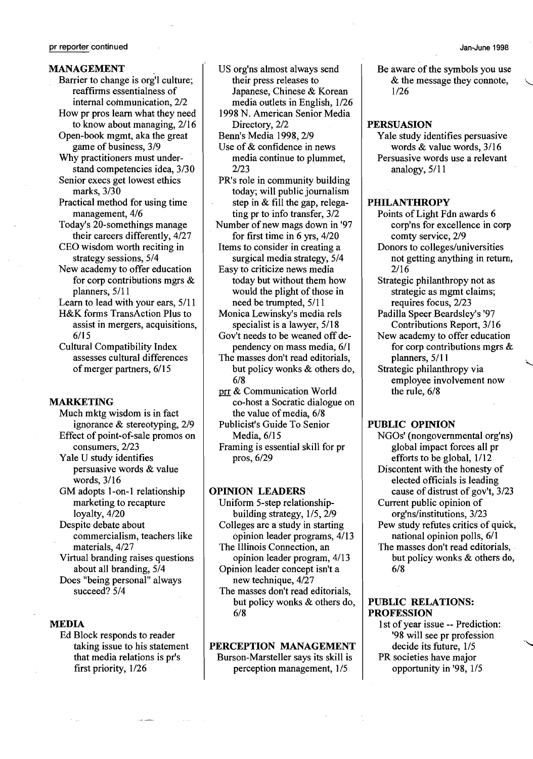## MANAGEMENT

- Barrier to change is org'l culture; reaffirms essentialness of internal communication, 2/2
- How pr pros learn what they need to know about managing, 2/16
- Open-book mgmt, aka the great game of business, 3/9
- Why practitioners must understand competencies idea, 3/30
- Senior execs get lowest ethics marks, 3/30
- Practical method for using time management, 4/6
- Today's 20-somethings manage their careers differently, 4/27
- CEO wisdom worth reciting in strategy sessions, 5/4
- New academy to offer education for corp contributions mgrs & planners, 5/11
- Learn to lead with your ears, 5/11
- H&K forms TransAction Plus to assist in mergers, acquisitions, 6/15
- Cultural Compatibility Index assesses cultural differences of merger partners, 6/15

## MARKETING

- Much mktg wisdom is in fact ignorance & stereotyping, 2/9
- Effect of point-of-sale promos on consumers, 2/23
- Yale U study identifies persuasive words & value words, 3/16
- GM adopts 1-on-1 relationship marketing to recapture loyalty, 4/20
- Despite debate about commercialism, teachers like materials, 4/27
- Virtual branding raises questions about all branding, 5/4
- Does "being personal" always succeed? 5/4

## MEDIA

- Ed Block responds to reader taking issue to his statement that media relations is pr's first priority, 1/26
- US org'ns almost always send their press releases to Japanese, Chinese & Korean media outlets in English, 1/26
- 1998 N. American Senior Media Directory, 2/2
- Benn's Media 1998, 2/9
- Use of & confidence in news media continue to plummet, 2/23
- PR's role in community building today; will public journalism step in & fill the gap, relegating pr to info transfer, 3/2
- Number of new mags down in '97 for first time in 6 yrs, 4/20
- Items to consider in creating a surgical media strategy, 5/4
- Easy to criticize news media today but without them how would the plight of those in need be trumpeted, 5/11
- Monica Lewinsky's media rels specialist is a lawyer, 5/18
- Gov't needs to be weaned off dependency on mass media, 6/1
- The masses don't read editorials, but policy wonks & others do, 6/8
- prr & Communication World co-host a Socratic dialogue on the value of media, 6/8
- Publicist's Guide To Senior Media, 6/15
- Framing is essential skill for pr pros, 6/29

## OPINION LEADERS

- Uniform 5-step relationship-building strategy, 1/5, 2/9
- Colleges are a study in starting opinion leader programs, 4/13
- The Illinois Connection, an opinion leader program, 4/13
- Opinion leader concept isn't a new technique, 4/27
- The masses don't read editorials, but policy wonks & others do, 6/8

## PERCEPTION MANAGEMENT

- Burson-Marsteller says its skill is perception management, 1/5
- Be aware of the symbols you use & the message they connote, 1/26

## PERSUASION

- Yale study identifies persuasive words & value words, 3/16
- Persuasive words use a relevant analogy, 5/11

## PHILANTHROPY

- Points of Light Fdn awards 6 corp'ns for excellence in corp comty service, 2/9
- Donors to colleges/universities not getting anything in return, 2/16
- Strategic philanthropy not as strategic as mgmt claims; requires focus, 2/23
- Padilla Speer Beardsley's '97 Contributions Report, 3/16
- New academy to offer education for corp contributions mgrs & planners, 5/11
- Strategic philanthropy via employee involvement now the rule, 6/8

## PUBLIC OPINION

- NGOs' (nongovernmental org'ns) global impact forces all pr efforts to be global, 1/12
- Discontent with the honesty of elected officials is leading cause of distrust of gov't, 3/23
- Current public opinion of org'ns/institutions, 3/23
- Pew study refutes critics of quick, national opinion polls, 6/1
- The masses don't read editorials, but policy wonks & others do, 6/8

## PUBLIC RELATIONS: PROFESSION

- 1st of year issue -- Prediction: '98 will see pr profession decide its future, 1/5
- PR societies have major opportunity in '98, 1/5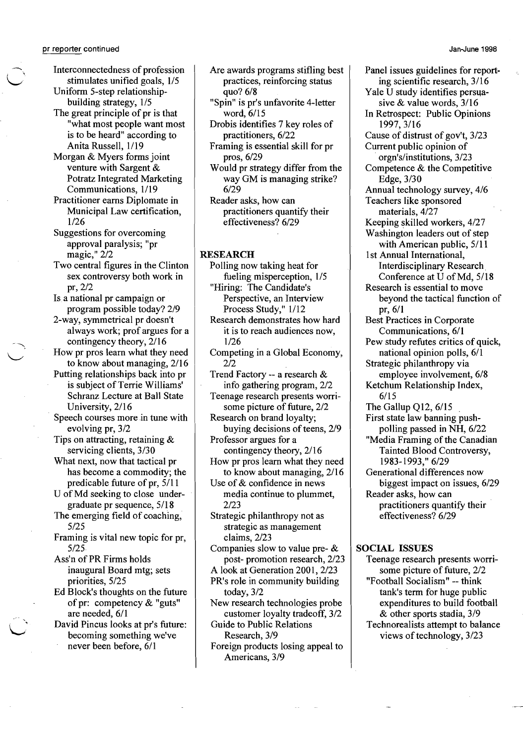Interconnectedness of profession stimulates unified goals, 1/5

Uniform 5-step relationship-building strategy, 1/5

The great principle of pr is that "what most people want most is to be heard" according to Anita Russell, 1/19

Morgan & Myers forms joint venture with Sargent & Potratz Integrated Marketing Communications, 1/19

Practitioner earns Diplomate in Municipal Law certification, 1/26

Suggestions for overcoming approval paralysis; "pr magic," 2/2

Two central figures in the Clinton sex controversy both work in pr, 2/2

Is a national pr campaign or program possible today? 2/9

2-way, symmetrical pr doesn't always work; prof argues for a contingency theory, 2/16

How pr pros learn what they need to know about managing, 2/16

Putting relationships back into pr is subject of Terrie Williams' Schranz Lecture at Ball State University, 2/16

Speech courses more in tune with evolving pr, 3/2

Tips on attracting, retaining & servicing clients, 3/30

What next, now that tactical pr has become a commodity; the predicable future of pr, 5/11

U of Md seeking to close undergraduate pr sequence, 5/18

The emerging field of coaching, 5/25

Framing is vital new topic for pr, 5/25

Ass'n of PR Firms holds inaugural Board mtg; sets priorities, 5/25

Ed Block's thoughts on the future of pr: competency & "guts" are needed, 6/1

David Pincus looks at pr's future: becoming something we've never been before, 6/1

Are awards programs stifling best practices, reinforcing status quo? 6/8

"Spin" is pr's unfavorite 4-letter word, 6/15

Drobis identifies 7 key roles of practitioners, 6/22

Framing is essential skill for pr pros, 6/29

Would pr strategy differ from the way GM is managing strike? 6/29

Reader asks, how can practitioners quantify their effectiveness? 6/29

**RESEARCH**

Polling now taking heat for fueling misperception, 1/5

"Hiring: The Candidate's Perspective, an Interview Process Study," 1/12

Research demonstrates how hard it is to reach audiences now, 1/26

Competing in a Global Economy, 2/2

Trend Factory -- a research & info gathering program, 2/2

Teenage research presents worrisome picture of future, 2/2

Research on brand loyalty; buying decisions of teens, 2/9

Professor argues for a contingency theory, 2/16

How pr pros learn what they need to know about managing, 2/16

Use of & confidence in news media continue to plummet, 2/23

Strategic philanthropy not as strategic as management claims, 2/23

Companies slow to value pre- & post- promotion research, 2/23

A look at Generation 2001, 2/23

PR's role in community building today, 3/2

New research technologies probe customer loyalty tradeoff, 3/2

Guide to Public Relations Research, 3/9

Foreign products losing appeal to Americans, 3/9

Panel issues guidelines for reporting scientific research, 3/16

Yale U study identifies persuasive & value words, 3/16

In Retrospect: Public Opinions 1997, 3/16

Cause of distrust of gov't, 3/23

Current public opinion of orgn's/institutions, 3/23

Competence & the Competitive Edge, 3/30

Annual technology survey, 4/6

Teachers like sponsored materials, 4/27

Keeping skilled workers, 4/27

Washington leaders out of step with American public, 5/11

1st Annual International, Interdisciplinary Research Conference at U of Md, 5/18

Research is essential to move beyond the tactical function of pr, 6/1

Best Practices in Corporate Communications, 6/1

Pew study refutes critics of quick, national opinion polls, 6/1

Strategic philanthropy via employee involvement, 6/8

Ketchum Relationship Index, 6/15

The Gallup Q12, 6/15

First state law banning push-polling passed in NH, 6/22

"Media Framing of the Canadian Tainted Blood Controversy, 1983-1993," 6/29

Generational differences now biggest impact on issues, 6/29

Reader asks, how can practitioners quantify their effectiveness? 6/29

**SOCIAL ISSUES**

Teenage research presents worrisome picture of future, 2/2

"Football Socialism" -- think tank's term for huge public expenditures to build football & other sports stadia, 3/9

Technorealists attempt to balance views of technology, 3/23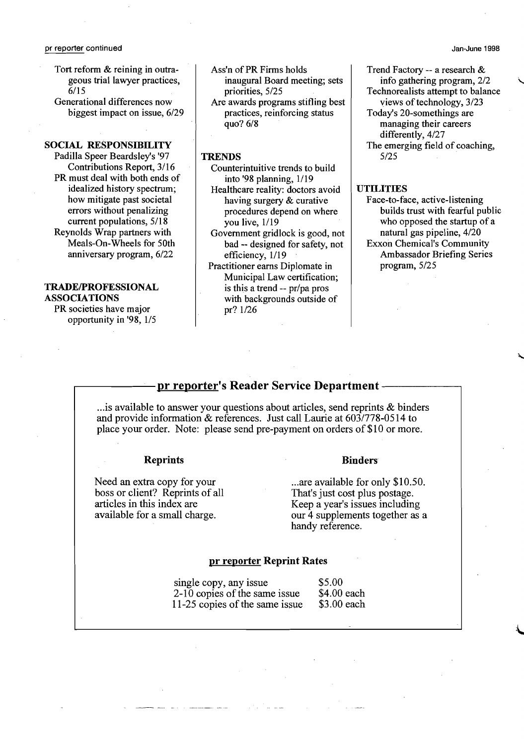Tort reform & reining in outrageous trial lawyer practices, 6/15

Generational differences now biggest impact on issue, 6/29

**SOCIAL RESPONSIBILITY**

Padilla Speer Beardsley's '97 Contributions Report, 3/16

PR must deal with both ends of idealized history spectrum; how mitigate past societal errors without penalizing current populations, 5/18

Reynolds Wrap partners with Meals-On-Wheels for 50th anniversary program, 6/22

**TRADE/PROFESSIONAL ASSOCIATIONS**

PR societies have major opportunity in '98, 1/5

Ass'n of PR Firms holds inaugural Board meeting; sets priorities, 5/25

Are awards programs stifling best practices, reinforcing status quo? 6/8

**TRENDS**

Counterintuitive trends to build into '98 planning, 1/19

Healthcare reality: doctors avoid having surgery & curative procedures depend on where you live, 1/19

Government gridlock is good, not bad -- designed for safety, not efficiency, 1/19

Practitioner earns Diplomate in Municipal Law certification; is this a trend -- pr/pa pros with backgrounds outside of pr? 1/26

Trend Factory -- a research & info gathering program, 2/2

Technorealists attempt to balance views of technology, 3/23

Today's 20-somethings are managing their careers differently, 4/27

The emerging field of coaching, 5/25

**UTILITIES**

Face-to-face, active-listening builds trust with fearful public who opposed the startup of a natural gas pipeline, 4/20

Exxon Chemical's Community Ambassador Briefing Series program, 5/25

## pr reporter's Reader Service Department

...is available to answer your questions about articles, send reprints & binders and provide information & references. Just call Laurie at 603/778-0514 to place your order. Note: please send pre-payment on orders of $10 or more.

**Reprints**

Need an extra copy for your boss or client? Reprints of all articles in this index are available for a small charge.

**Binders**

...are available for only $10.50. That's just cost plus postage. Keep a year's issues including our 4 supplements together as a handy reference.

**pr reporter Reprint Rates**

| | |
|---|---|
| single copy, any issue | $5.00 |
| 2-10 copies of the same issue | $4.00 each |
| 11-25 copies of the same issue | $3.00 each |